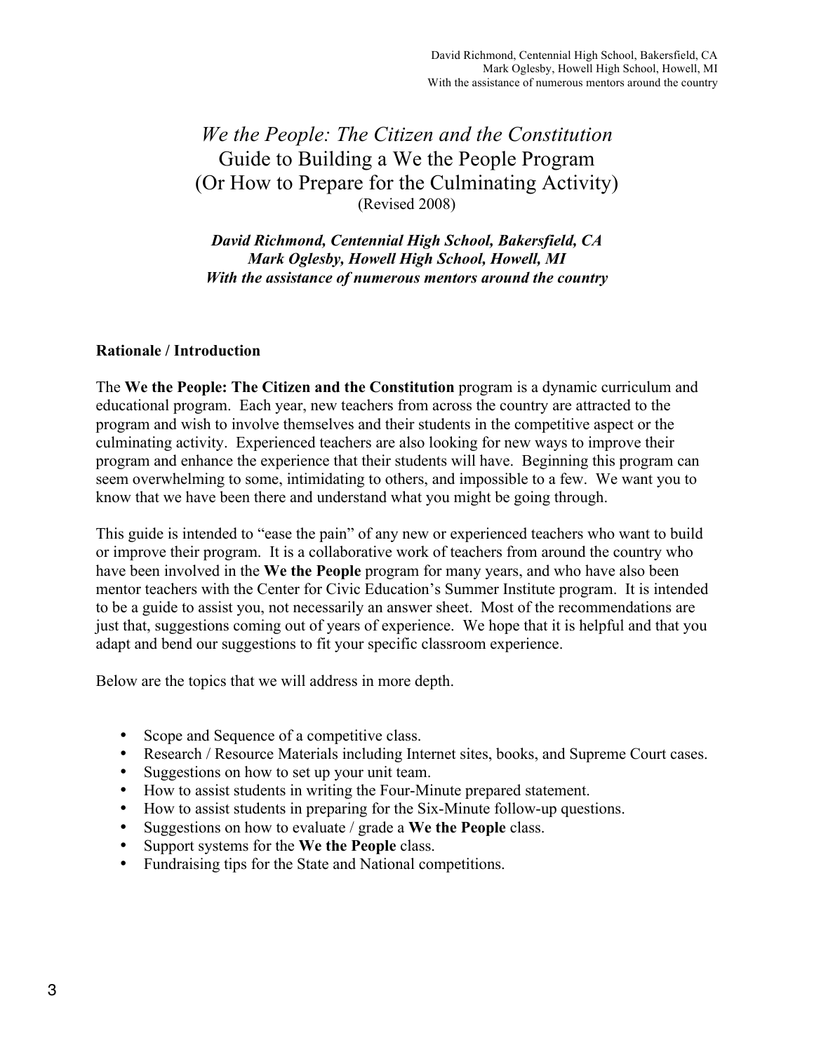# *We the People: The Citizen and the Constitution*
# Guide to Building a We the People Program
## (Or How to Prepare for the Culminating Activity)
(Revised 2008)

***David Richmond, Centennial High School, Bakersfield, CA***
***Mark Oglesby, Howell High School, Howell, MI***
***With the assistance of numerous mentors around the country***

**Rationale / Introduction**

The **We the People: The Citizen and the Constitution** program is a dynamic curriculum and educational program. Each year, new teachers from across the country are attracted to the program and wish to involve themselves and their students in the competitive aspect or the culminating activity. Experienced teachers are also looking for new ways to improve their program and enhance the experience that their students will have. Beginning this program can seem overwhelming to some, intimidating to others, and impossible to a few. We want you to know that we have been there and understand what you might be going through.

This guide is intended to "ease the pain" of any new or experienced teachers who want to build or improve their program. It is a collaborative work of teachers from around the country who have been involved in the **We the People** program for many years, and who have also been mentor teachers with the Center for Civic Education's Summer Institute program. It is intended to be a guide to assist you, not necessarily an answer sheet. Most of the recommendations are just that, suggestions coming out of years of experience. We hope that it is helpful and that you adapt and bend our suggestions to fit your specific classroom experience.

Below are the topics that we will address in more depth.

- Scope and Sequence of a competitive class.
- Research / Resource Materials including Internet sites, books, and Supreme Court cases.
- Suggestions on how to set up your unit team.
- How to assist students in writing the Four-Minute prepared statement.
- How to assist students in preparing for the Six-Minute follow-up questions.
- Suggestions on how to evaluate / grade a **We the People** class.
- Support systems for the **We the People** class.
- Fundraising tips for the State and National competitions.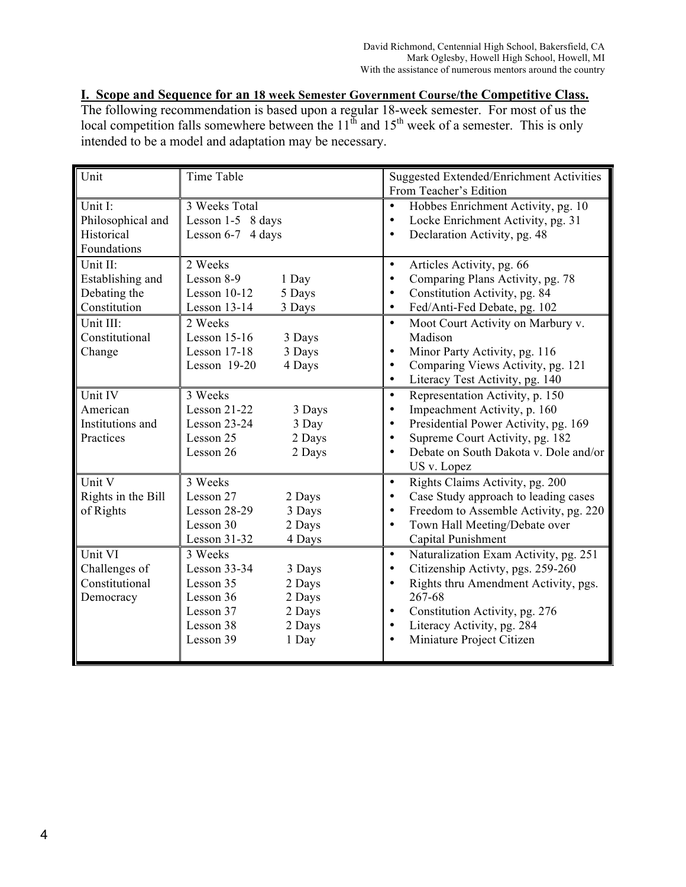David Richmond, Centennial High School, Bakersfield, CA
Mark Oglesby, Howell High School, Howell, MI
With the assistance of numerous mentors around the country

## I. Scope and Sequence for an 18 week Semester Government Course/the Competitive Class.

The following recommendation is based upon a regular 18-week semester. For most of us the local competition falls somewhere between the 11th and 15th week of a semester. This is only intended to be a model and adaptation may be necessary.

| Unit | Time Table | Suggested Extended/Enrichment Activities From Teacher's Edition |
|---|---|---|
| Unit I: Philosophical and Historical Foundations | 3 Weeks Total<br>Lesson 1-5 8 days<br>Lesson 6-7 4 days | • Hobbes Enrichment Activity, pg. 10<br>• Locke Enrichment Activity, pg. 31<br>• Declaration Activity, pg. 48 |
| Unit II: Establishing and Debating the Constitution | 2 Weeks<br>Lesson 8-9 1 Day<br>Lesson 10-12 5 Days<br>Lesson 13-14 3 Days | • Articles Activity, pg. 66<br>• Comparing Plans Activity, pg. 78<br>• Constitution Activity, pg. 84<br>• Fed/Anti-Fed Debate, pg. 102 |
| Unit III: Constitutional Change | 2 Weeks<br>Lesson 15-16 3 Days<br>Lesson 17-18 3 Days<br>Lesson 19-20 4 Days | • Moot Court Activity on Marbury v. Madison<br>• Minor Party Activity, pg. 116<br>• Comparing Views Activity, pg. 121<br>• Literacy Test Activity, pg. 140 |
| Unit IV American Institutions and Practices | 3 Weeks<br>Lesson 21-22 3 Days<br>Lesson 23-24 3 Day<br>Lesson 25 2 Days<br>Lesson 26 2 Days | • Representation Activity, p. 150<br>• Impeachment Activity, p. 160<br>• Presidential Power Activity, pg. 169<br>• Supreme Court Activity, pg. 182<br>• Debate on South Dakota v. Dole and/or US v. Lopez |
| Unit V Rights in the Bill of Rights | 3 Weeks<br>Lesson 27 2 Days<br>Lesson 28-29 3 Days<br>Lesson 30 2 Days<br>Lesson 31-32 4 Days | • Rights Claims Activity, pg. 200<br>• Case Study approach to leading cases<br>• Freedom to Assemble Activity, pg. 220<br>• Town Hall Meeting/Debate over Capital Punishment |
| Unit VI Challenges of Constitutional Democracy | 3 Weeks<br>Lesson 33-34 3 Days<br>Lesson 35 2 Days<br>Lesson 36 2 Days<br>Lesson 37 2 Days<br>Lesson 38 2 Days<br>Lesson 39 1 Day | • Naturalization Exam Activity, pg. 251<br>• Citizenship Activty, pgs. 259-260<br>• Rights thru Amendment Activity, pgs. 267-68<br>• Constitution Activity, pg. 276<br>• Literacy Activity, pg. 284<br>• Miniature Project Citizen |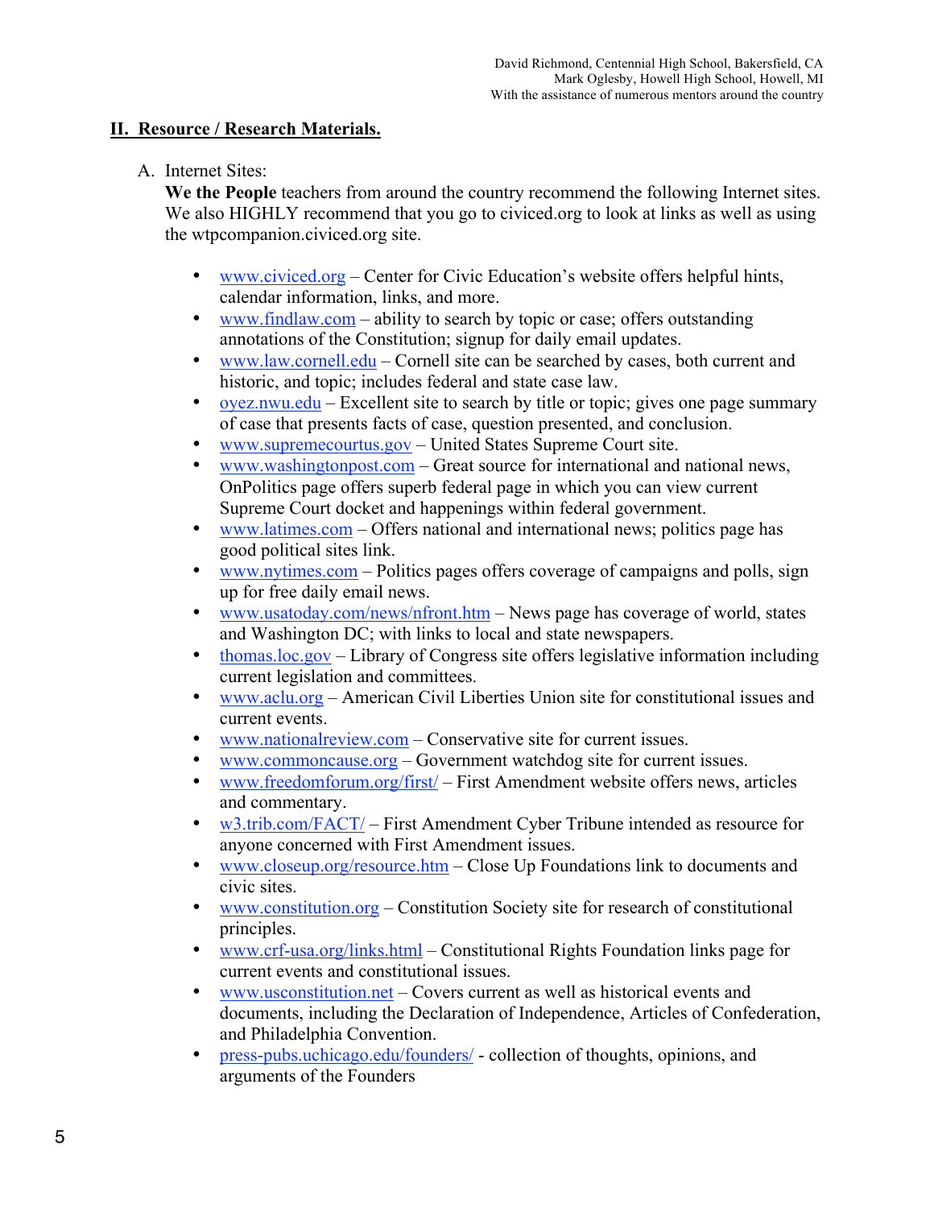## II. Resource / Research Materials.

A. Internet Sites:

**We the People** teachers from around the country recommend the following Internet sites. We also HIGHLY recommend that you go to civiced.org to look at links as well as using the wtpcompanion.civiced.org site.

- www.civiced.org – Center for Civic Education's website offers helpful hints, calendar information, links, and more.
- www.findlaw.com – ability to search by topic or case; offers outstanding annotations of the Constitution; signup for daily email updates.
- www.law.cornell.edu – Cornell site can be searched by cases, both current and historic, and topic; includes federal and state case law.
- oyez.nwu.edu – Excellent site to search by title or topic; gives one page summary of case that presents facts of case, question presented, and conclusion.
- www.supremecourtus.gov – United States Supreme Court site.
- www.washingtonpost.com – Great source for international and national news, OnPolitics page offers superb federal page in which you can view current Supreme Court docket and happenings within federal government.
- www.latimes.com – Offers national and international news; politics page has good political sites link.
- www.nytimes.com – Politics pages offers coverage of campaigns and polls, sign up for free daily email news.
- www.usatoday.com/news/nfront.htm – News page has coverage of world, states and Washington DC; with links to local and state newspapers.
- thomas.loc.gov – Library of Congress site offers legislative information including current legislation and committees.
- www.aclu.org – American Civil Liberties Union site for constitutional issues and current events.
- www.nationalreview.com – Conservative site for current issues.
- www.commoncause.org – Government watchdog site for current issues.
- www.freedomforum.org/first/ – First Amendment website offers news, articles and commentary.
- w3.trib.com/FACT/ – First Amendment Cyber Tribune intended as resource for anyone concerned with First Amendment issues.
- www.closeup.org/resource.htm – Close Up Foundations link to documents and civic sites.
- www.constitution.org – Constitution Society site for research of constitutional principles.
- www.crf-usa.org/links.html – Constitutional Rights Foundation links page for current events and constitutional issues.
- www.usconstitution.net – Covers current as well as historical events and documents, including the Declaration of Independence, Articles of Confederation, and Philadelphia Convention.
- press-pubs.uchicago.edu/founders/ - collection of thoughts, opinions, and arguments of the Founders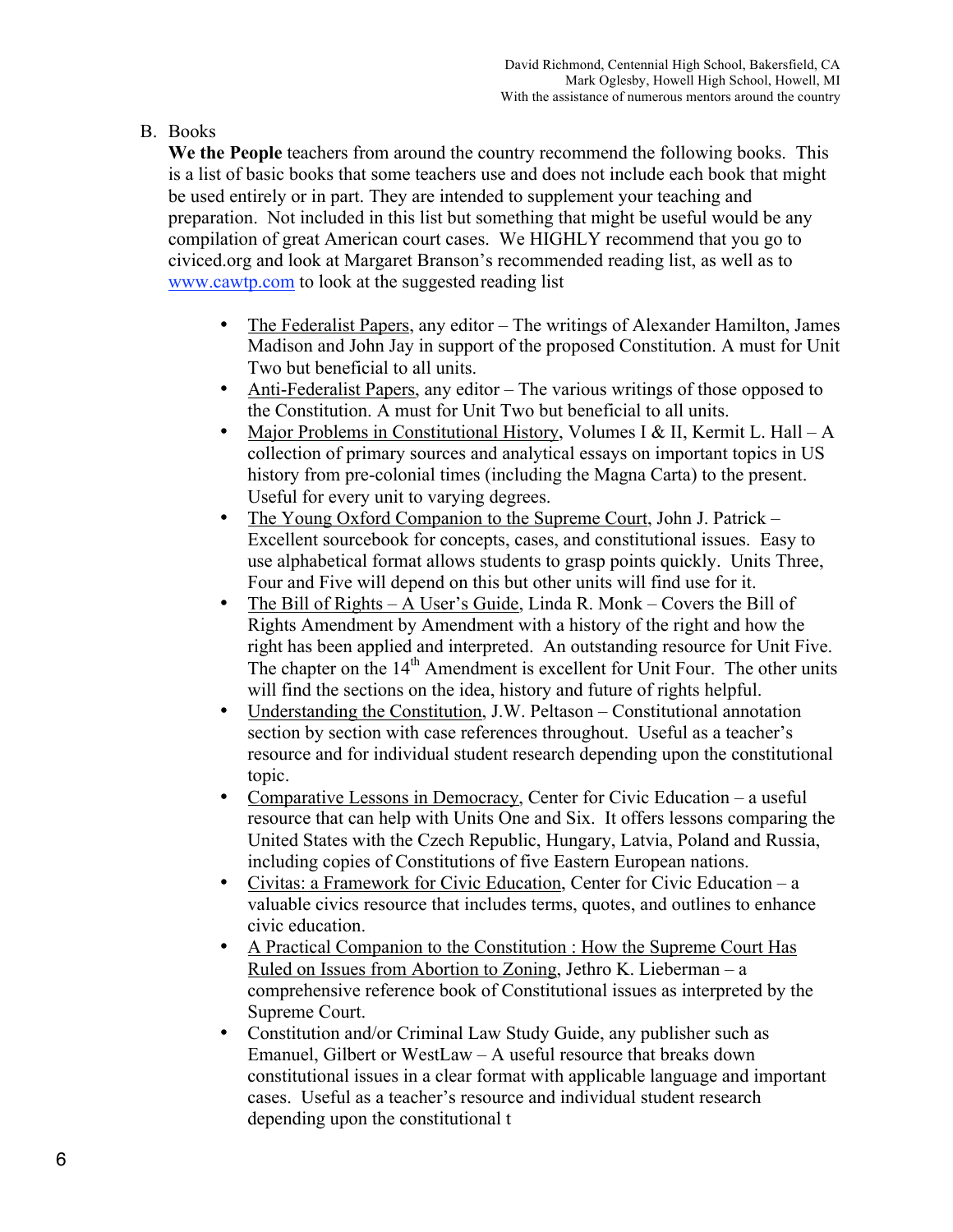B. Books

**We the People** teachers from around the country recommend the following books. This is a list of basic books that some teachers use and does not include each book that might be used entirely or in part. They are intended to supplement your teaching and preparation. Not included in this list but something that might be useful would be any compilation of great American court cases. We HIGHLY recommend that you go to civiced.org and look at Margaret Branson's recommended reading list, as well as to www.cawtp.com to look at the suggested reading list

- The Federalist Papers, any editor – The writings of Alexander Hamilton, James Madison and John Jay in support of the proposed Constitution. A must for Unit Two but beneficial to all units.
- Anti-Federalist Papers, any editor – The various writings of those opposed to the Constitution. A must for Unit Two but beneficial to all units.
- Major Problems in Constitutional History, Volumes I & II, Kermit L. Hall – A collection of primary sources and analytical essays on important topics in US history from pre-colonial times (including the Magna Carta) to the present. Useful for every unit to varying degrees.
- The Young Oxford Companion to the Supreme Court, John J. Patrick – Excellent sourcebook for concepts, cases, and constitutional issues. Easy to use alphabetical format allows students to grasp points quickly. Units Three, Four and Five will depend on this but other units will find use for it.
- The Bill of Rights – A User's Guide, Linda R. Monk – Covers the Bill of Rights Amendment by Amendment with a history of the right and how the right has been applied and interpreted. An outstanding resource for Unit Five. The chapter on the 14th Amendment is excellent for Unit Four. The other units will find the sections on the idea, history and future of rights helpful.
- Understanding the Constitution, J.W. Peltason – Constitutional annotation section by section with case references throughout. Useful as a teacher's resource and for individual student research depending upon the constitutional topic.
- Comparative Lessons in Democracy, Center for Civic Education – a useful resource that can help with Units One and Six. It offers lessons comparing the United States with the Czech Republic, Hungary, Latvia, Poland and Russia, including copies of Constitutions of five Eastern European nations.
- Civitas: a Framework for Civic Education, Center for Civic Education – a valuable civics resource that includes terms, quotes, and outlines to enhance civic education.
- A Practical Companion to the Constitution : How the Supreme Court Has Ruled on Issues from Abortion to Zoning, Jethro K. Lieberman – a comprehensive reference book of Constitutional issues as interpreted by the Supreme Court.
- Constitution and/or Criminal Law Study Guide, any publisher such as Emanuel, Gilbert or WestLaw – A useful resource that breaks down constitutional issues in a clear format with applicable language and important cases. Useful as a teacher's resource and individual student research depending upon the constitutional t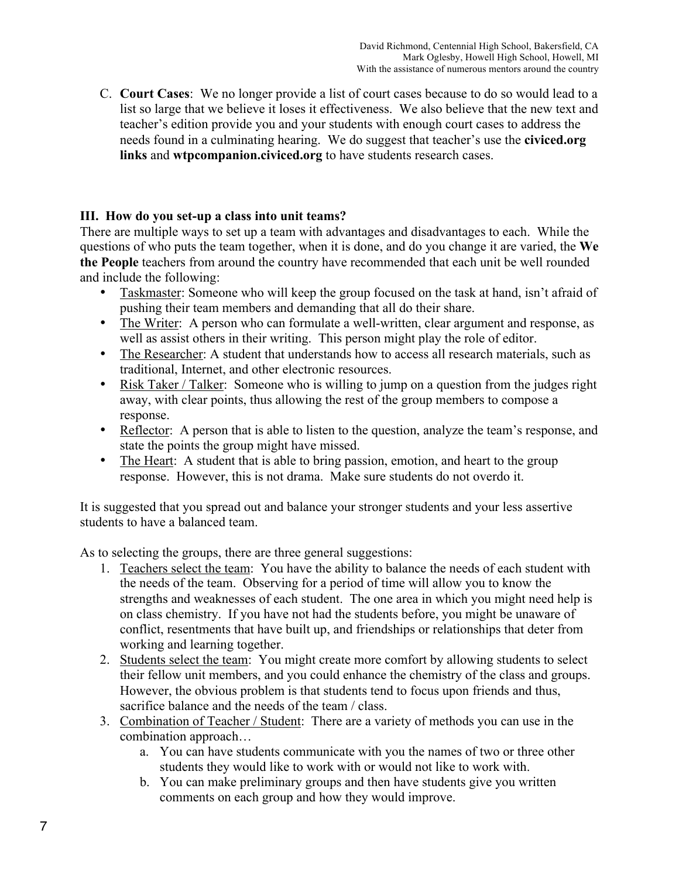C. **Court Cases**: We no longer provide a list of court cases because to do so would lead to a list so large that we believe it loses it effectiveness. We also believe that the new text and teacher's edition provide you and your students with enough court cases to address the needs found in a culminating hearing. We do suggest that teacher's use the **civiced.org links** and **wtpcompanion.civiced.org** to have students research cases.

### III. How do you set-up a class into unit teams?

There are multiple ways to set up a team with advantages and disadvantages to each. While the questions of who puts the team together, when it is done, and do you change it are varied, the **We the People** teachers from around the country have recommended that each unit be well rounded and include the following:

- Taskmaster: Someone who will keep the group focused on the task at hand, isn't afraid of pushing their team members and demanding that all do their share.
- The Writer: A person who can formulate a well-written, clear argument and response, as well as assist others in their writing. This person might play the role of editor.
- The Researcher: A student that understands how to access all research materials, such as traditional, Internet, and other electronic resources.
- Risk Taker / Talker: Someone who is willing to jump on a question from the judges right away, with clear points, thus allowing the rest of the group members to compose a response.
- Reflector: A person that is able to listen to the question, analyze the team's response, and state the points the group might have missed.
- The Heart: A student that is able to bring passion, emotion, and heart to the group response. However, this is not drama. Make sure students do not overdo it.

It is suggested that you spread out and balance your stronger students and your less assertive students to have a balanced team.

As to selecting the groups, there are three general suggestions:

1. Teachers select the team: You have the ability to balance the needs of each student with the needs of the team. Observing for a period of time will allow you to know the strengths and weaknesses of each student. The one area in which you might need help is on class chemistry. If you have not had the students before, you might be unaware of conflict, resentments that have built up, and friendships or relationships that deter from working and learning together.
2. Students select the team: You might create more comfort by allowing students to select their fellow unit members, and you could enhance the chemistry of the class and groups. However, the obvious problem is that students tend to focus upon friends and thus, sacrifice balance and the needs of the team / class.
3. Combination of Teacher / Student: There are a variety of methods you can use in the combination approach…
   a. You can have students communicate with you the names of two or three other students they would like to work with or would not like to work with.
   b. You can make preliminary groups and then have students give you written comments on each group and how they would improve.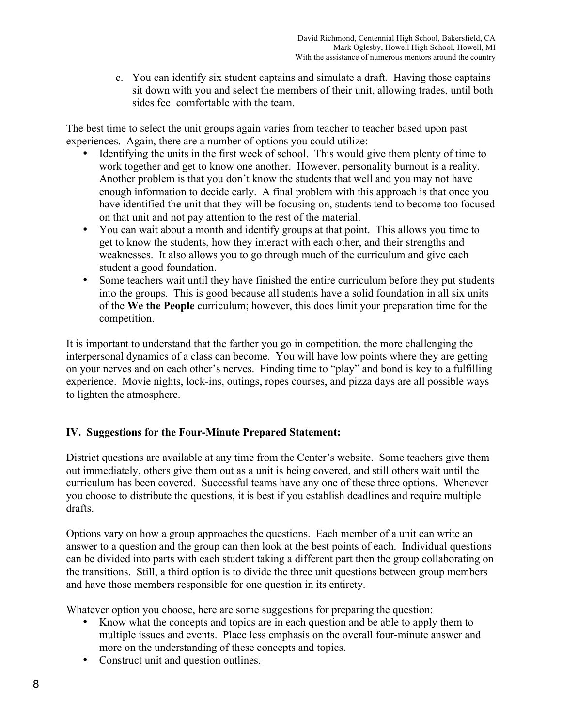c. You can identify six student captains and simulate a draft. Having those captains sit down with you and select the members of their unit, allowing trades, until both sides feel comfortable with the team.

The best time to select the unit groups again varies from teacher to teacher based upon past experiences. Again, there are a number of options you could utilize:

- Identifying the units in the first week of school. This would give them plenty of time to work together and get to know one another. However, personality burnout is a reality. Another problem is that you don't know the students that well and you may not have enough information to decide early. A final problem with this approach is that once you have identified the unit that they will be focusing on, students tend to become too focused on that unit and not pay attention to the rest of the material.
- You can wait about a month and identify groups at that point. This allows you time to get to know the students, how they interact with each other, and their strengths and weaknesses. It also allows you to go through much of the curriculum and give each student a good foundation.
- Some teachers wait until they have finished the entire curriculum before they put students into the groups. This is good because all students have a solid foundation in all six units of the **We the People** curriculum; however, this does limit your preparation time for the competition.

It is important to understand that the farther you go in competition, the more challenging the interpersonal dynamics of a class can become. You will have low points where they are getting on your nerves and on each other's nerves. Finding time to "play" and bond is key to a fulfilling experience. Movie nights, lock-ins, outings, ropes courses, and pizza days are all possible ways to lighten the atmosphere.

## IV. Suggestions for the Four-Minute Prepared Statement:

District questions are available at any time from the Center's website. Some teachers give them out immediately, others give them out as a unit is being covered, and still others wait until the curriculum has been covered. Successful teams have any one of these three options. Whenever you choose to distribute the questions, it is best if you establish deadlines and require multiple drafts.

Options vary on how a group approaches the questions. Each member of a unit can write an answer to a question and the group can then look at the best points of each. Individual questions can be divided into parts with each student taking a different part then the group collaborating on the transitions. Still, a third option is to divide the three unit questions between group members and have those members responsible for one question in its entirety.

Whatever option you choose, here are some suggestions for preparing the question:

- Know what the concepts and topics are in each question and be able to apply them to multiple issues and events. Place less emphasis on the overall four-minute answer and more on the understanding of these concepts and topics.
- Construct unit and question outlines.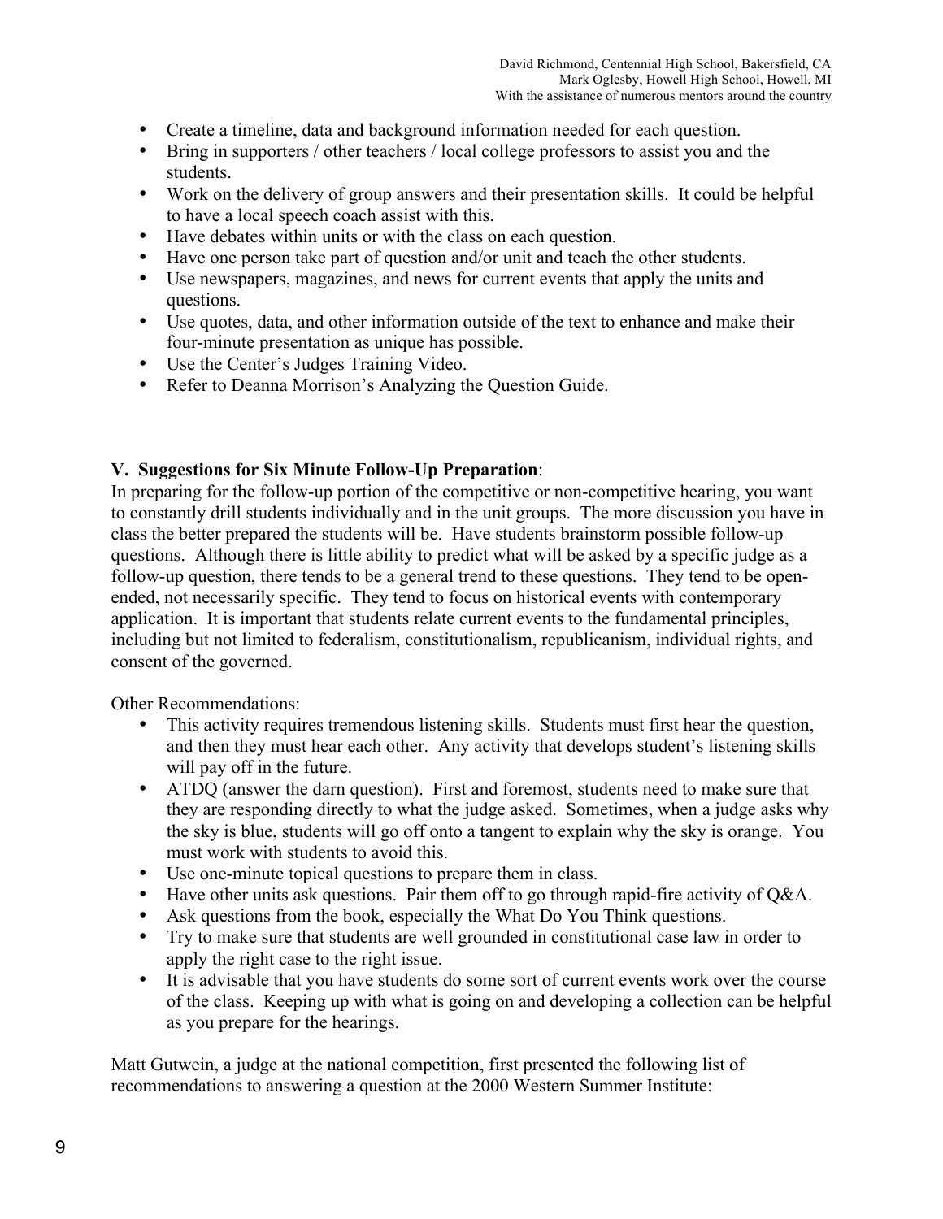- Create a timeline, data and background information needed for each question.
- Bring in supporters / other teachers / local college professors to assist you and the students.
- Work on the delivery of group answers and their presentation skills. It could be helpful to have a local speech coach assist with this.
- Have debates within units or with the class on each question.
- Have one person take part of question and/or unit and teach the other students.
- Use newspapers, magazines, and news for current events that apply the units and questions.
- Use quotes, data, and other information outside of the text to enhance and make their four-minute presentation as unique has possible.
- Use the Center's Judges Training Video.
- Refer to Deanna Morrison's Analyzing the Question Guide.

**V. Suggestions for Six Minute Follow-Up Preparation**:
In preparing for the follow-up portion of the competitive or non-competitive hearing, you want to constantly drill students individually and in the unit groups. The more discussion you have in class the better prepared the students will be. Have students brainstorm possible follow-up questions. Although there is little ability to predict what will be asked by a specific judge as a follow-up question, there tends to be a general trend to these questions. They tend to be open-ended, not necessarily specific. They tend to focus on historical events with contemporary application. It is important that students relate current events to the fundamental principles, including but not limited to federalism, constitutionalism, republicanism, individual rights, and consent of the governed.

Other Recommendations:

- This activity requires tremendous listening skills. Students must first hear the question, and then they must hear each other. Any activity that develops student's listening skills will pay off in the future.
- ATDQ (answer the darn question). First and foremost, students need to make sure that they are responding directly to what the judge asked. Sometimes, when a judge asks why the sky is blue, students will go off onto a tangent to explain why the sky is orange. You must work with students to avoid this.
- Use one-minute topical questions to prepare them in class.
- Have other units ask questions. Pair them off to go through rapid-fire activity of Q&A.
- Ask questions from the book, especially the What Do You Think questions.
- Try to make sure that students are well grounded in constitutional case law in order to apply the right case to the right issue.
- It is advisable that you have students do some sort of current events work over the course of the class. Keeping up with what is going on and developing a collection can be helpful as you prepare for the hearings.

Matt Gutwein, a judge at the national competition, first presented the following list of recommendations to answering a question at the 2000 Western Summer Institute: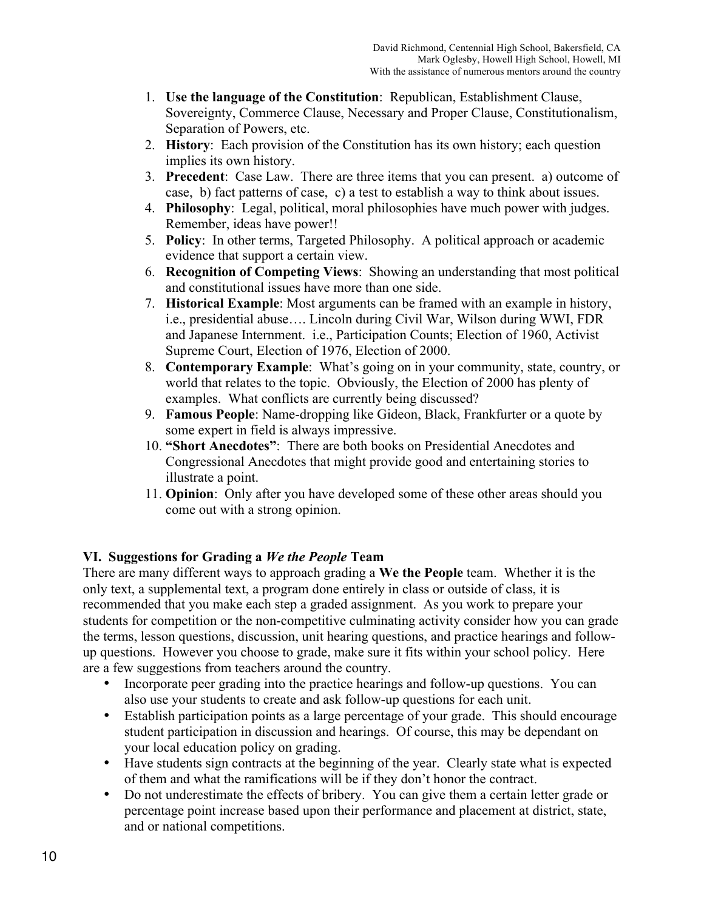1. **Use the language of the Constitution**: Republican, Establishment Clause, Sovereignty, Commerce Clause, Necessary and Proper Clause, Constitutionalism, Separation of Powers, etc.
2. **History**: Each provision of the Constitution has its own history; each question implies its own history.
3. **Precedent**: Case Law. There are three items that you can present. a) outcome of case, b) fact patterns of case, c) a test to establish a way to think about issues.
4. **Philosophy**: Legal, political, moral philosophies have much power with judges. Remember, ideas have power!!
5. **Policy**: In other terms, Targeted Philosophy. A political approach or academic evidence that support a certain view.
6. **Recognition of Competing Views**: Showing an understanding that most political and constitutional issues have more than one side.
7. **Historical Example**: Most arguments can be framed with an example in history, i.e., presidential abuse…. Lincoln during Civil War, Wilson during WWI, FDR and Japanese Internment. i.e., Participation Counts; Election of 1960, Activist Supreme Court, Election of 1976, Election of 2000.
8. **Contemporary Example**: What's going on in your community, state, country, or world that relates to the topic. Obviously, the Election of 2000 has plenty of examples. What conflicts are currently being discussed?
9. **Famous People**: Name-dropping like Gideon, Black, Frankfurter or a quote by some expert in field is always impressive.
10. **"Short Anecdotes"**: There are both books on Presidential Anecdotes and Congressional Anecdotes that might provide good and entertaining stories to illustrate a point.
11. **Opinion**: Only after you have developed some of these other areas should you come out with a strong opinion.

## VI. Suggestions for Grading a *We the People* Team

There are many different ways to approach grading a **We the People** team. Whether it is the only text, a supplemental text, a program done entirely in class or outside of class, it is recommended that you make each step a graded assignment. As you work to prepare your students for competition or the non-competitive culminating activity consider how you can grade the terms, lesson questions, discussion, unit hearing questions, and practice hearings and follow-up questions. However you choose to grade, make sure it fits within your school policy. Here are a few suggestions from teachers around the country.

- Incorporate peer grading into the practice hearings and follow-up questions. You can also use your students to create and ask follow-up questions for each unit.
- Establish participation points as a large percentage of your grade. This should encourage student participation in discussion and hearings. Of course, this may be dependant on your local education policy on grading.
- Have students sign contracts at the beginning of the year. Clearly state what is expected of them and what the ramifications will be if they don't honor the contract.
- Do not underestimate the effects of bribery. You can give them a certain letter grade or percentage point increase based upon their performance and placement at district, state, and or national competitions.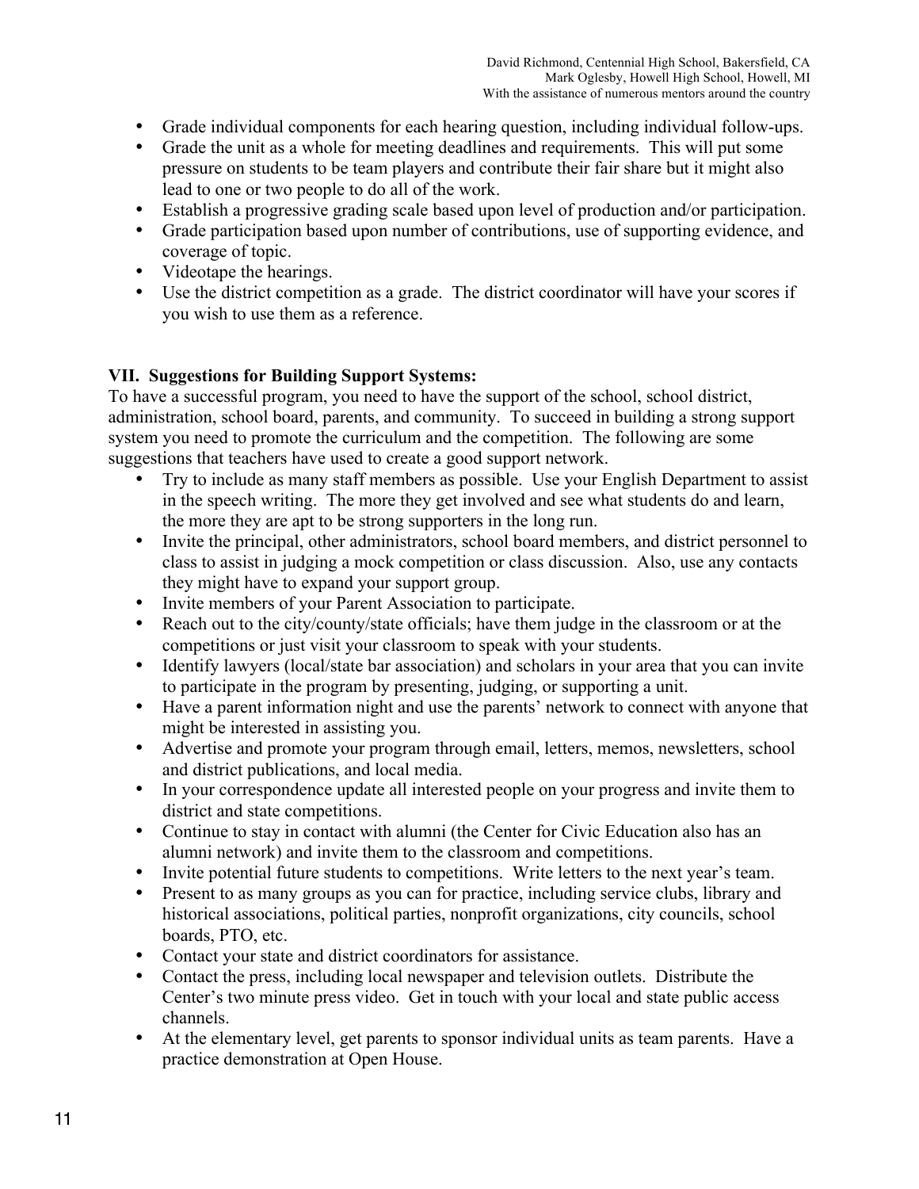- Grade individual components for each hearing question, including individual follow-ups.
- Grade the unit as a whole for meeting deadlines and requirements. This will put some pressure on students to be team players and contribute their fair share but it might also lead to one or two people to do all of the work.
- Establish a progressive grading scale based upon level of production and/or participation.
- Grade participation based upon number of contributions, use of supporting evidence, and coverage of topic.
- Videotape the hearings.
- Use the district competition as a grade. The district coordinator will have your scores if you wish to use them as a reference.

**VII. Suggestions for Building Support Systems:**

To have a successful program, you need to have the support of the school, school district, administration, school board, parents, and community. To succeed in building a strong support system you need to promote the curriculum and the competition. The following are some suggestions that teachers have used to create a good support network.

- Try to include as many staff members as possible. Use your English Department to assist in the speech writing. The more they get involved and see what students do and learn, the more they are apt to be strong supporters in the long run.
- Invite the principal, other administrators, school board members, and district personnel to class to assist in judging a mock competition or class discussion. Also, use any contacts they might have to expand your support group.
- Invite members of your Parent Association to participate.
- Reach out to the city/county/state officials; have them judge in the classroom or at the competitions or just visit your classroom to speak with your students.
- Identify lawyers (local/state bar association) and scholars in your area that you can invite to participate in the program by presenting, judging, or supporting a unit.
- Have a parent information night and use the parents' network to connect with anyone that might be interested in assisting you.
- Advertise and promote your program through email, letters, memos, newsletters, school and district publications, and local media.
- In your correspondence update all interested people on your progress and invite them to district and state competitions.
- Continue to stay in contact with alumni (the Center for Civic Education also has an alumni network) and invite them to the classroom and competitions.
- Invite potential future students to competitions. Write letters to the next year's team.
- Present to as many groups as you can for practice, including service clubs, library and historical associations, political parties, nonprofit organizations, city councils, school boards, PTO, etc.
- Contact your state and district coordinators for assistance.
- Contact the press, including local newspaper and television outlets. Distribute the Center's two minute press video. Get in touch with your local and state public access channels.
- At the elementary level, get parents to sponsor individual units as team parents. Have a practice demonstration at Open House.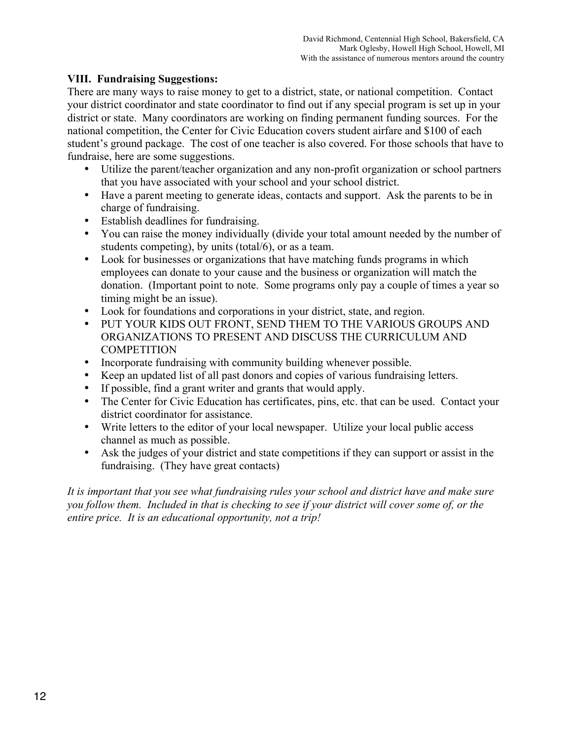### VIII. Fundraising Suggestions:

There are many ways to raise money to get to a district, state, or national competition. Contact your district coordinator and state coordinator to find out if any special program is set up in your district or state. Many coordinators are working on finding permanent funding sources. For the national competition, the Center for Civic Education covers student airfare and $100 of each student's ground package. The cost of one teacher is also covered. For those schools that have to fundraise, here are some suggestions.

- Utilize the parent/teacher organization and any non-profit organization or school partners that you have associated with your school and your school district.
- Have a parent meeting to generate ideas, contacts and support. Ask the parents to be in charge of fundraising.
- Establish deadlines for fundraising.
- You can raise the money individually (divide your total amount needed by the number of students competing), by units (total/6), or as a team.
- Look for businesses or organizations that have matching funds programs in which employees can donate to your cause and the business or organization will match the donation. (Important point to note. Some programs only pay a couple of times a year so timing might be an issue).
- Look for foundations and corporations in your district, state, and region.
- PUT YOUR KIDS OUT FRONT, SEND THEM TO THE VARIOUS GROUPS AND ORGANIZATIONS TO PRESENT AND DISCUSS THE CURRICULUM AND COMPETITION
- Incorporate fundraising with community building whenever possible.
- Keep an updated list of all past donors and copies of various fundraising letters.
- If possible, find a grant writer and grants that would apply.
- The Center for Civic Education has certificates, pins, etc. that can be used. Contact your district coordinator for assistance.
- Write letters to the editor of your local newspaper. Utilize your local public access channel as much as possible.
- Ask the judges of your district and state competitions if they can support or assist in the fundraising. (They have great contacts)

*It is important that you see what fundraising rules your school and district have and make sure you follow them. Included in that is checking to see if your district will cover some of, or the entire price. It is an educational opportunity, not a trip!*